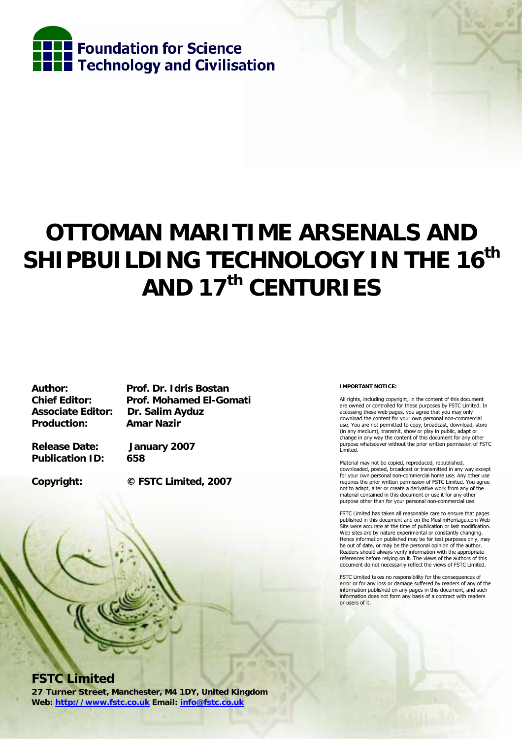**Foundation for Science Technology and Civilisation**

# OTTOMAN MARITIME ARSENALS AND SHIPBUILDING TECHNOLOGY IN THE 16$^{th}$ AND 17$^{th}$ CENTURIES

**Author:** Prof. Dr. Idris Bostan
**Chief Editor:** Prof. Mohamed El-Gomati
**Associate Editor:** Dr. Salim Ayduz
**Production:** Amar Nazir

**Release Date:** January 2007
**Publication ID:** 658

**Copyright:** © FSTC Limited, 2007

**IMPORTANT NOTICE:**

All rights, including copyright, in the content of this document are owned or controlled for these purposes by FSTC Limited. In accessing these web pages, you agree that you may only download the content for your own personal non-commercial use. You are not permitted to copy, broadcast, download, store (in any medium), transmit, show or play in public, adapt or change in any way the content of this document for any other purpose whatsoever without the prior written permission of FSTC Limited.

Material may not be copied, reproduced, republished, downloaded, posted, broadcast or transmitted in any way except for your own personal non-commercial home use. Any other use requires the prior written permission of FSTC Limited. You agree not to adapt, alter or create a derivative work from any of the material contained in this document or use it for any other purpose other than for your personal non-commercial use.

FSTC Limited has taken all reasonable care to ensure that pages published in this document and on the MuslimHeritage.com Web Site were accurate at the time of publication or last modification. Web sites are by nature experimental or constantly changing. Hence information published may be for test purposes only, may be out of date, or may be the personal opinion of the author. Readers should always verify information with the appropriate references before relying on it. The views of the authors of this document do not necessarily reflect the views of FSTC Limited.

FSTC Limited takes no responsibility for the consequences of error or for any loss or damage suffered by readers of any of the information published on any pages in this document, and such information does not form any basis of a contract with readers or users of it.

**FSTC Limited**
**27 Turner Street, Manchester, M4 1DY, United Kingdom**
**Web: http://www.fstc.co.uk Email: info@fstc.co.uk**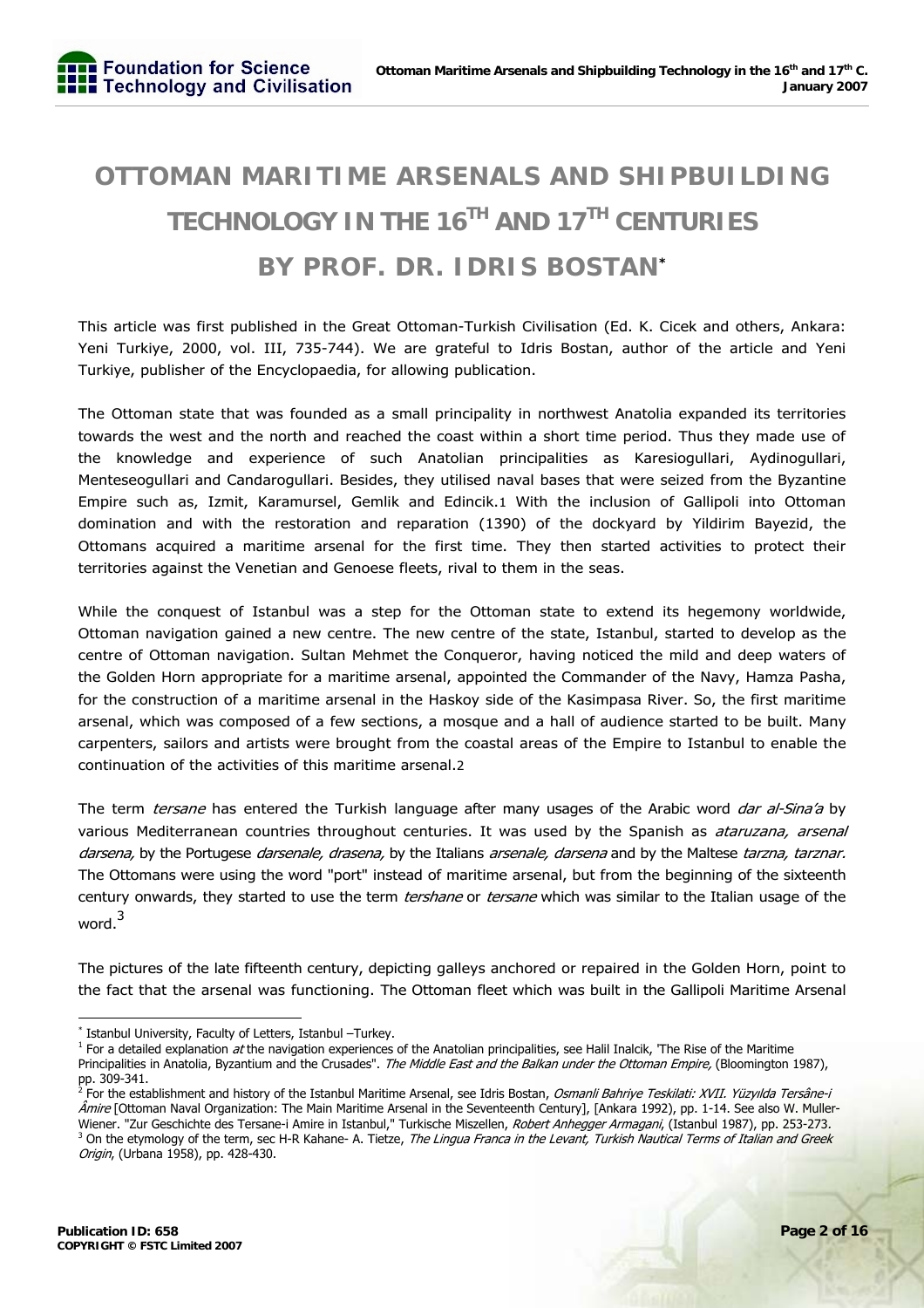# OTTOMAN MARITIME ARSENALS AND SHIPBUILDING TECHNOLOGY IN THE 16TH AND 17TH CENTURIES

# BY PROF. DR. IDRIS BOSTAN*

This article was first published in the Great Ottoman-Turkish Civilisation (Ed. K. Cicek and others, Ankara: Yeni Turkiye, 2000, vol. III, 735-744). We are grateful to Idris Bostan, author of the article and Yeni Turkiye, publisher of the Encyclopaedia, for allowing publication.

The Ottoman state that was founded as a small principality in northwest Anatolia expanded its territories towards the west and the north and reached the coast within a short time period. Thus they made use of the knowledge and experience of such Anatolian principalities as Karesiogullari, Aydinogullari, Menteseogullari and Candarogullari. Besides, they utilised naval bases that were seized from the Byzantine Empire such as, Izmit, Karamursel, Gemlik and Edincik.[1] With the inclusion of Gallipoli into Ottoman domination and with the restoration and reparation (1390) of the dockyard by Yildirim Bayezid, the Ottomans acquired a maritime arsenal for the first time. They then started activities to protect their territories against the Venetian and Genoese fleets, rival to them in the seas.

While the conquest of Istanbul was a step for the Ottoman state to extend its hegemony worldwide, Ottoman navigation gained a new centre. The new centre of the state, Istanbul, started to develop as the centre of Ottoman navigation. Sultan Mehmet the Conqueror, having noticed the mild and deep waters of the Golden Horn appropriate for a maritime arsenal, appointed the Commander of the Navy, Hamza Pasha, for the construction of a maritime arsenal in the Haskoy side of the Kasimpasa River. So, the first maritime arsenal, which was composed of a few sections, a mosque and a hall of audience started to be built. Many carpenters, sailors and artists were brought from the coastal areas of the Empire to Istanbul to enable the continuation of the activities of this maritime arsenal.[2]

The term *tersane* has entered the Turkish language after many usages of the Arabic word *dar al-Sina'a* by various Mediterranean countries throughout centuries. It was used by the Spanish as *ataruzana, arsenal darsena,* by the Portugese *darsenale, drasena,* by the Italians *arsenale, darsena* and by the Maltese *tarzna, tarznar.* The Ottomans were using the word "port" instead of maritime arsenal, but from the beginning of the sixteenth century onwards, they started to use the term *tershane* or *tersane* which was similar to the Italian usage of the word.[3]

The pictures of the late fifteenth century, depicting galleys anchored or repaired in the Golden Horn, point to the fact that the arsenal was functioning. The Ottoman fleet which was built in the Gallipoli Maritime Arsenal

---

\* Istanbul University, Faculty of Letters, Istanbul –Turkey.

[1] For a detailed explanation *at* the navigation experiences of the Anatolian principalities, see Halil Inalcik, 'The Rise of the Maritime Principalities in Anatolia, Byzantium and the Crusades". *The Middle East and the Balkan under the Ottoman Empire,* (Bloomington 1987), pp. 309-341.

[2] For the establishment and history of the Istanbul Maritime Arsenal, see Idris Bostan, *Osmanli Bahriye Teskilati: XVII. Yüzyılda Tersâne-i Âmire* [Ottoman Naval Organization: The Main Maritime Arsenal in the Seventeenth Century], [Ankara 1992), pp. 1-14. See also W. Muller-Wiener. "Zur Geschichte des Tersane-i Amire in Istanbul," Turkische Miszellen, *Robert Anhegger Armagani*, (Istanbul 1987), pp. 253-273.

[3] On the etymology of the term, sec H-R Kahane- A. Tietze, *The Lingua Franca in the Levant, Turkish Nautical Terms of Italian and Greek Origin*, (Urbana 1958), pp. 428-430.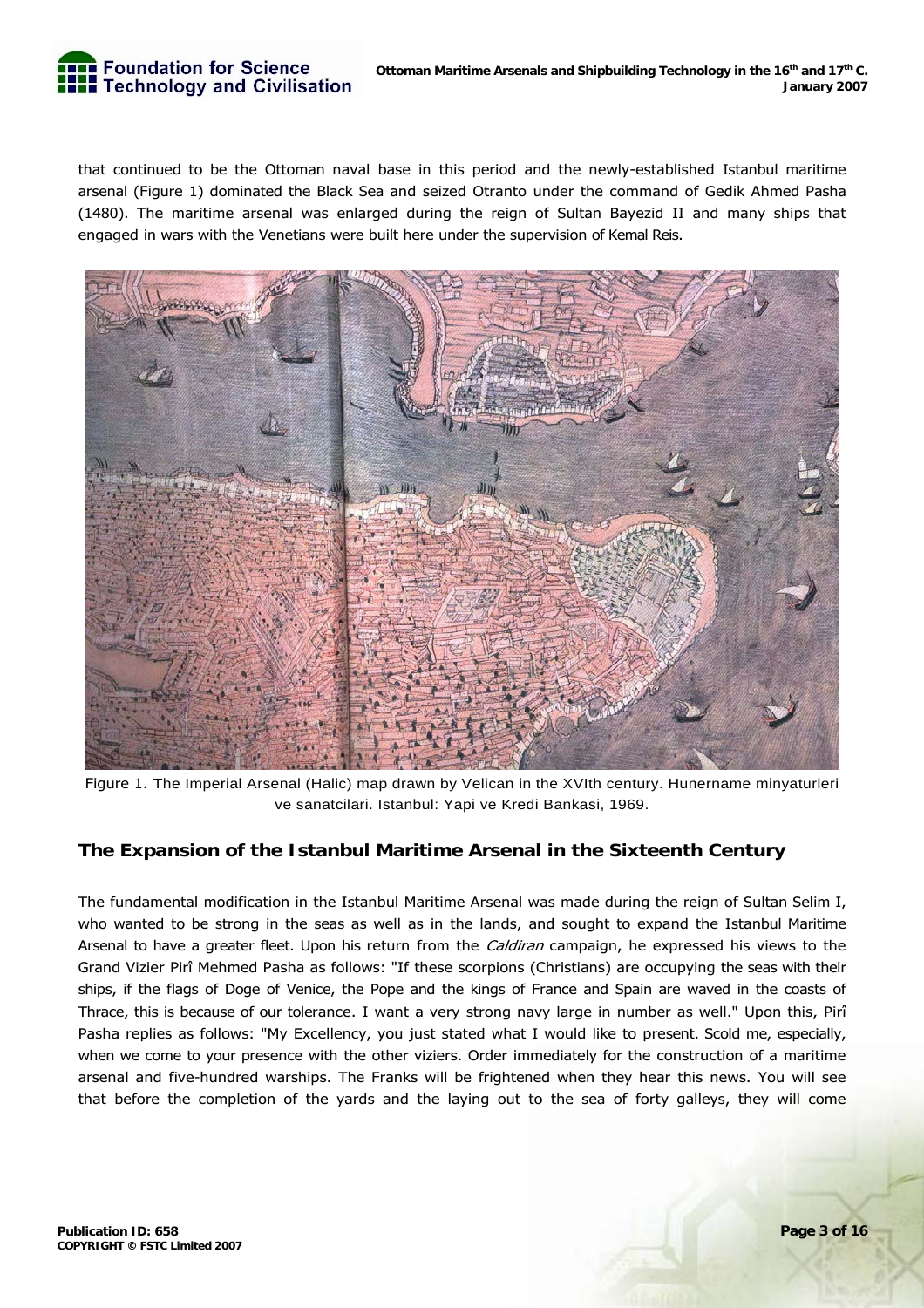that continued to be the Ottoman naval base in this period and the newly-established Istanbul maritime arsenal (Figure 1) dominated the Black Sea and seized Otranto under the command of Gedik Ahmed Pasha (1480). The maritime arsenal was enlarged during the reign of Sultan Bayezid II and many ships that engaged in wars with the Venetians were built here under the supervision of Kemal Reis.

Figure 1. The Imperial Arsenal (Halic) map drawn by Velican in the XVIth century. Hunername minyaturleri ve sanatcilari. Istanbul: Yapi ve Kredi Bankasi, 1969.

## The Expansion of the Istanbul Maritime Arsenal in the Sixteenth Century

The fundamental modification in the Istanbul Maritime Arsenal was made during the reign of Sultan Selim I, who wanted to be strong in the seas as well as in the lands, and sought to expand the Istanbul Maritime Arsenal to have a greater fleet. Upon his return from the *Caldiran* campaign, he expressed his views to the Grand Vizier Pirî Mehmed Pasha as follows: "If these scorpions (Christians) are occupying the seas with their ships, if the flags of Doge of Venice, the Pope and the kings of France and Spain are waved in the coasts of Thrace, this is because of our tolerance. I want a very strong navy large in number as well." Upon this, Pirî Pasha replies as follows: "My Excellency, you just stated what I would like to present. Scold me, especially, when we come to your presence with the other viziers. Order immediately for the construction of a maritime arsenal and five-hundred warships. The Franks will be frightened when they hear this news. You will see that before the completion of the yards and the laying out to the sea of forty galleys, they will come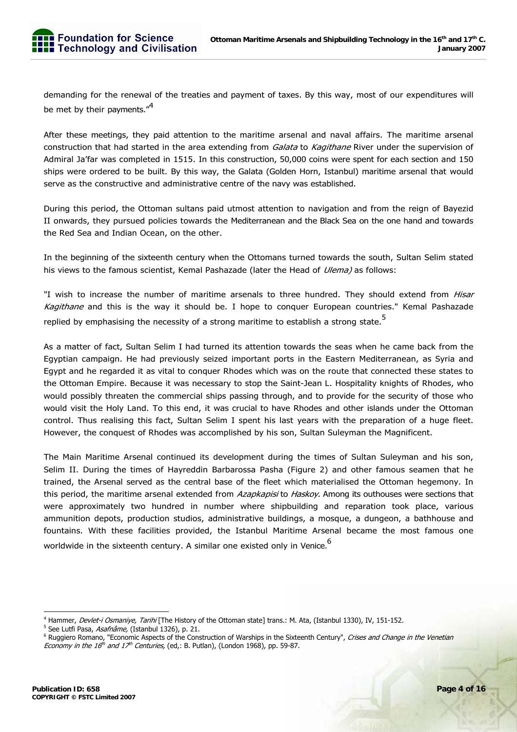demanding for the renewal of the treaties and payment of taxes. By this way, most of our expenditures will be met by their payments."[4]

After these meetings, they paid attention to the maritime arsenal and naval affairs. The maritime arsenal construction that had started in the area extending from *Galata* to *Kagithane* River under the supervision of Admiral Ja'far was completed in 1515. In this construction, 50,000 coins were spent for each section and 150 ships were ordered to be built. By this way, the Galata (Golden Horn, Istanbul) maritime arsenal that would serve as the constructive and administrative centre of the navy was established.

During this period, the Ottoman sultans paid utmost attention to navigation and from the reign of Bayezid II onwards, they pursued policies towards the Mediterranean and the Black Sea on the one hand and towards the Red Sea and Indian Ocean, on the other.

In the beginning of the sixteenth century when the Ottomans turned towards the south, Sultan Selim stated his views to the famous scientist, Kemal Pashazade (later the Head of *Ulema)* as follows:

"I wish to increase the number of maritime arsenals to three hundred. They should extend from *Hisar Kagithane* and this is the way it should be. I hope to conquer European countries." Kemal Pashazade replied by emphasising the necessity of a strong maritime to establish a strong state.[5]

As a matter of fact, Sultan Selim I had turned its attention towards the seas when he came back from the Egyptian campaign. He had previously seized important ports in the Eastern Mediterranean, as Syria and Egypt and he regarded it as vital to conquer Rhodes which was on the route that connected these states to the Ottoman Empire. Because it was necessary to stop the Saint-Jean L. Hospitality knights of Rhodes, who would possibly threaten the commercial ships passing through, and to provide for the security of those who would visit the Holy Land. To this end, it was crucial to have Rhodes and other islands under the Ottoman control. Thus realising this fact, Sultan Selim I spent his last years with the preparation of a huge fleet. However, the conquest of Rhodes was accomplished by his son, Sultan Suleyman the Magnificent.

The Main Maritime Arsenal continued its development during the times of Sultan Suleyman and his son, Selim II. During the times of Hayreddin Barbarossa Pasha (Figure 2) and other famous seamen that he trained, the Arsenal served as the central base of the fleet which materialised the Ottoman hegemony. In this period, the maritime arsenal extended from *Azapkapisi* to *Haskoy.* Among its outhouses were sections that were approximately two hundred in number where shipbuilding and reparation took place, various ammunition depots, production studios, administrative buildings, a mosque, a dungeon, a bathhouse and fountains. With these facilities provided, the Istanbul Maritime Arsenal became the most famous one worldwide in the sixteenth century. A similar one existed only in Venice.[6]

---

[4] Hammer, *Devlet-i Osmaniye, Tarihi* [The History of the Ottoman state] trans.: M. Ata, (Istanbul 1330), IV, 151-152.

[5] See Lutfi Pasa, *Asafnâme,* (Istanbul 1326), p. 21.

[6] Ruggiero Romano, "Economic Aspects of the Construction of Warships in the Sixteenth Century", *Crises and Change in the Venetian Economy in the 16th and 17th Centuries,* (ed,: B. Putlan), (London 1968), pp. 59-87.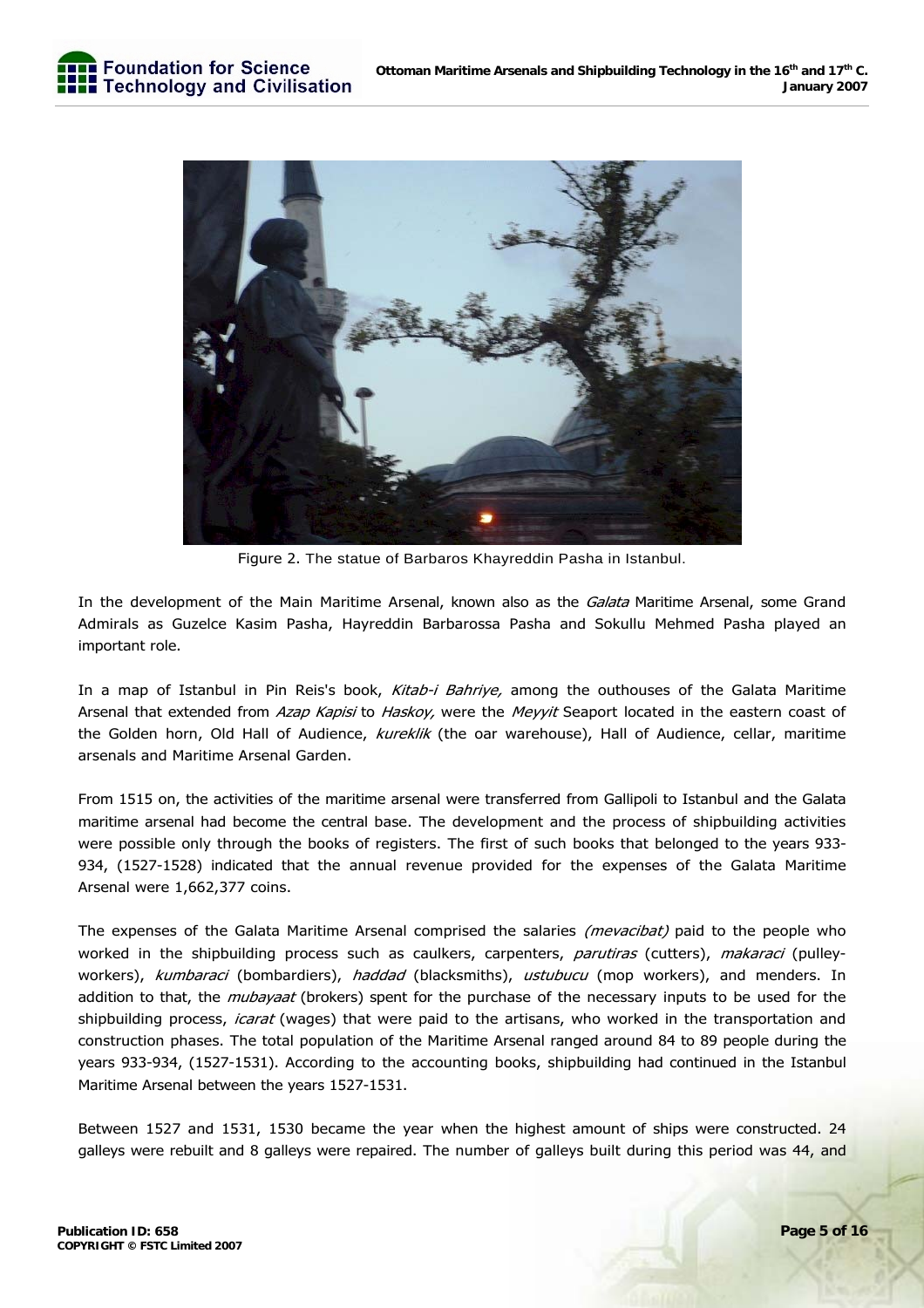Figure 2. The statue of Barbaros Khayreddin Pasha in Istanbul.

In the development of the Main Maritime Arsenal, known also as the *Galata* Maritime Arsenal, some Grand Admirals as Guzelce Kasim Pasha, Hayreddin Barbarossa Pasha and Sokullu Mehmed Pasha played an important role.

In a map of Istanbul in Pin Reis's book, *Kitab-i Bahriye,* among the outhouses of the Galata Maritime Arsenal that extended from *Azap Kapisi* to *Haskoy,* were the *Meyyit* Seaport located in the eastern coast of the Golden horn, Old Hall of Audience, *kureklik* (the oar warehouse), Hall of Audience, cellar, maritime arsenals and Maritime Arsenal Garden.

From 1515 on, the activities of the maritime arsenal were transferred from Gallipoli to Istanbul and the Galata maritime arsenal had become the central base. The development and the process of shipbuilding activities were possible only through the books of registers. The first of such books that belonged to the years 933-934, (1527-1528) indicated that the annual revenue provided for the expenses of the Galata Maritime Arsenal were 1,662,377 coins.

The expenses of the Galata Maritime Arsenal comprised the salaries *(mevacibat)* paid to the people who worked in the shipbuilding process such as caulkers, carpenters, *parutiras* (cutters), *makaraci* (pulley-workers), *kumbaraci* (bombardiers), *haddad* (blacksmiths), *ustubucu* (mop workers), and menders. In addition to that, the *mubayaat* (brokers) spent for the purchase of the necessary inputs to be used for the shipbuilding process, *icarat* (wages) that were paid to the artisans, who worked in the transportation and construction phases. The total population of the Maritime Arsenal ranged around 84 to 89 people during the years 933-934, (1527-1531). According to the accounting books, shipbuilding had continued in the Istanbul Maritime Arsenal between the years 1527-1531.

Between 1527 and 1531, 1530 became the year when the highest amount of ships were constructed. 24 galleys were rebuilt and 8 galleys were repaired. The number of galleys built during this period was 44, and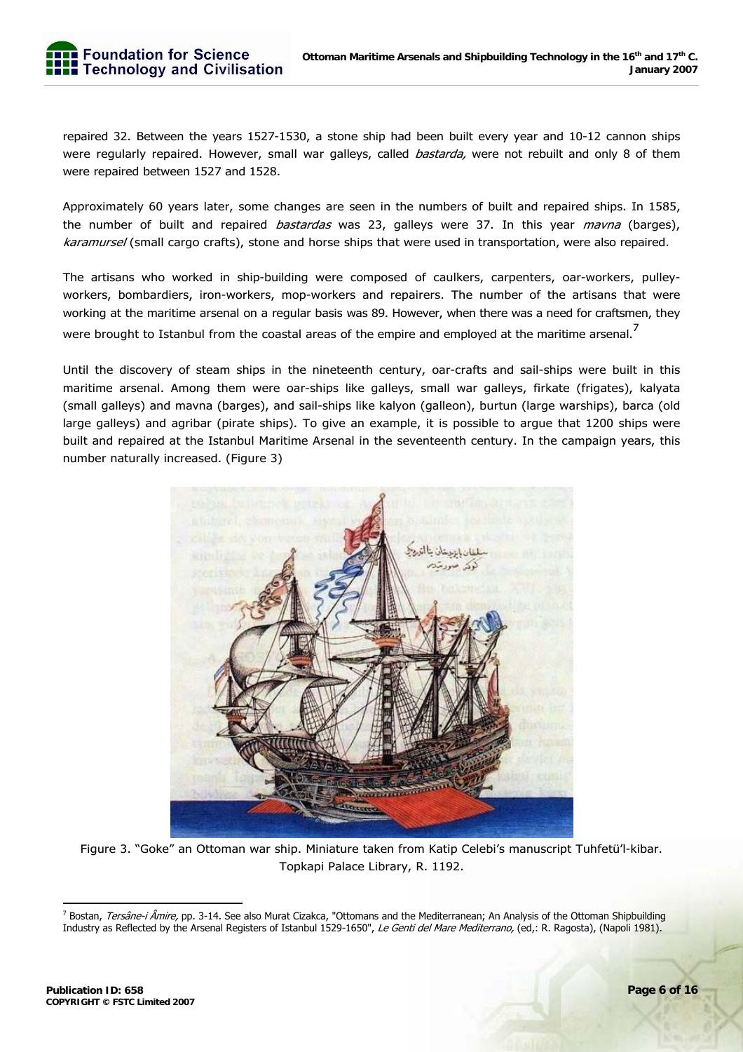repaired 32. Between the years 1527-1530, a stone ship had been built every year and 10-12 cannon ships were regularly repaired. However, small war galleys, called *bastarda,* were not rebuilt and only 8 of them were repaired between 1527 and 1528.

Approximately 60 years later, some changes are seen in the numbers of built and repaired ships. In 1585, the number of built and repaired *bastardas* was 23, galleys were 37. In this year *mavna* (barges), *karamursel* (small cargo crafts), stone and horse ships that were used in transportation, were also repaired.

The artisans who worked in ship-building were composed of caulkers, carpenters, oar-workers, pulley-workers, bombardiers, iron-workers, mop-workers and repairers. The number of the artisans that were working at the maritime arsenal on a regular basis was 89. However, when there was a need for craftsmen, they were brought to Istanbul from the coastal areas of the empire and employed at the maritime arsenal.[7]

Until the discovery of steam ships in the nineteenth century, oar-crafts and sail-ships were built in this maritime arsenal. Among them were oar-ships like galleys, small war galleys, firkate (frigates), kalyata (small galleys) and mavna (barges), and sail-ships like kalyon (galleon), burtun (large warships), barca (old large galleys) and agribar (pirate ships). To give an example, it is possible to argue that 1200 ships were built and repaired at the Istanbul Maritime Arsenal in the seventeenth century. In the campaign years, this number naturally increased. (Figure 3)

Figure 3. "Goke" an Ottoman war ship. Miniature taken from Katip Celebi's manuscript Tuhfetü'l-kibar. Topkapi Palace Library, R. 1192.

---

[7] Bostan, *Tersâne-i Âmire,* pp. 3-14. See also Murat Cizakca, "Ottomans and the Mediterranean; An Analysis of the Ottoman Shipbuilding Industry as Reflected by the Arsenal Registers of Istanbul 1529-1650", *Le Genti del Mare Mediterraneo,* (ed,: R. Ragosta), (Napoli 1981).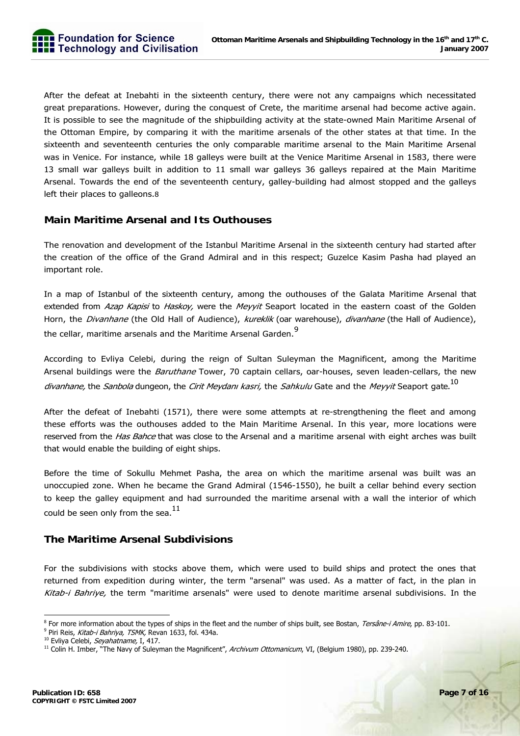After the defeat at Inebahti in the sixteenth century, there were not any campaigns which necessitated great preparations. However, during the conquest of Crete, the maritime arsenal had become active again. It is possible to see the magnitude of the shipbuilding activity at the state-owned Main Maritime Arsenal of the Ottoman Empire, by comparing it with the maritime arsenals of the other states at that time. In the sixteenth and seventeenth centuries the only comparable maritime arsenal to the Main Maritime Arsenal was in Venice. For instance, while 18 galleys were built at the Venice Maritime Arsenal in 1583, there were 13 small war galleys built in addition to 11 small war galleys 36 galleys repaired at the Main Maritime Arsenal. Towards the end of the seventeenth century, galley-building had almost stopped and the galleys left their places to galleons.[8]

## Main Maritime Arsenal and Its Outhouses

The renovation and development of the Istanbul Maritime Arsenal in the sixteenth century had started after the creation of the office of the Grand Admiral and in this respect; Guzelce Kasim Pasha had played an important role.

In a map of Istanbul of the sixteenth century, among the outhouses of the Galata Maritime Arsenal that extended from *Azap Kapisi* to *Haskoy,* were the *Meyyit* Seaport located in the eastern coast of the Golden Horn, the *Divanhane* (the Old Hall of Audience), *kureklik* (oar warehouse), *divanhane* (the Hall of Audience), the cellar, maritime arsenals and the Maritime Arsenal Garden.[9]

According to Evliya Celebi, during the reign of Sultan Suleyman the Magnificent, among the Maritime Arsenal buildings were the *Baruthane* Tower, 70 captain cellars, oar-houses, seven leaden-cellars, the new *divanhane,* the *Sanbola* dungeon, the *Cirit Meydanı kasri,* the *Sahkulu* Gate and the *Meyyit* Seaport gate.[10]

After the defeat of Inebahti (1571), there were some attempts at re-strengthening the fleet and among these efforts was the outhouses added to the Main Maritime Arsenal. In this year, more locations were reserved from the *Has Bahce* that was close to the Arsenal and a maritime arsenal with eight arches was built that would enable the building of eight ships.

Before the time of Sokullu Mehmet Pasha, the area on which the maritime arsenal was built was an unoccupied zone. When he became the Grand Admiral (1546-1550), he built a cellar behind every section to keep the galley equipment and had surrounded the maritime arsenal with a wall the interior of which could be seen only from the sea.[11]

## The Maritime Arsenal Subdivisions

For the subdivisions with stocks above them, which were used to build ships and protect the ones that returned from expedition during winter, the term "arsenal" was used. As a matter of fact, in the plan in *Kitab-i Bahriye,* the term "maritime arsenals" were used to denote maritime arsenal subdivisions. In the

---

[8] For more information about the types of ships in the fleet and the number of ships built, see Bostan, *Tersâne-i Amire*, pp. 83-101.

[9] Piri Reis, *Kitab-i Bahriya, TSMK,* Revan 1633, fol. 434a.

[10] Evliya Celebi, *Seyahatname,* I, 417.

[11] Colin H. Imber, "The Navy of Suleyman the Magnificent", *Archivum Ottomanicum*, VI, (Belgium 1980), pp. 239-240.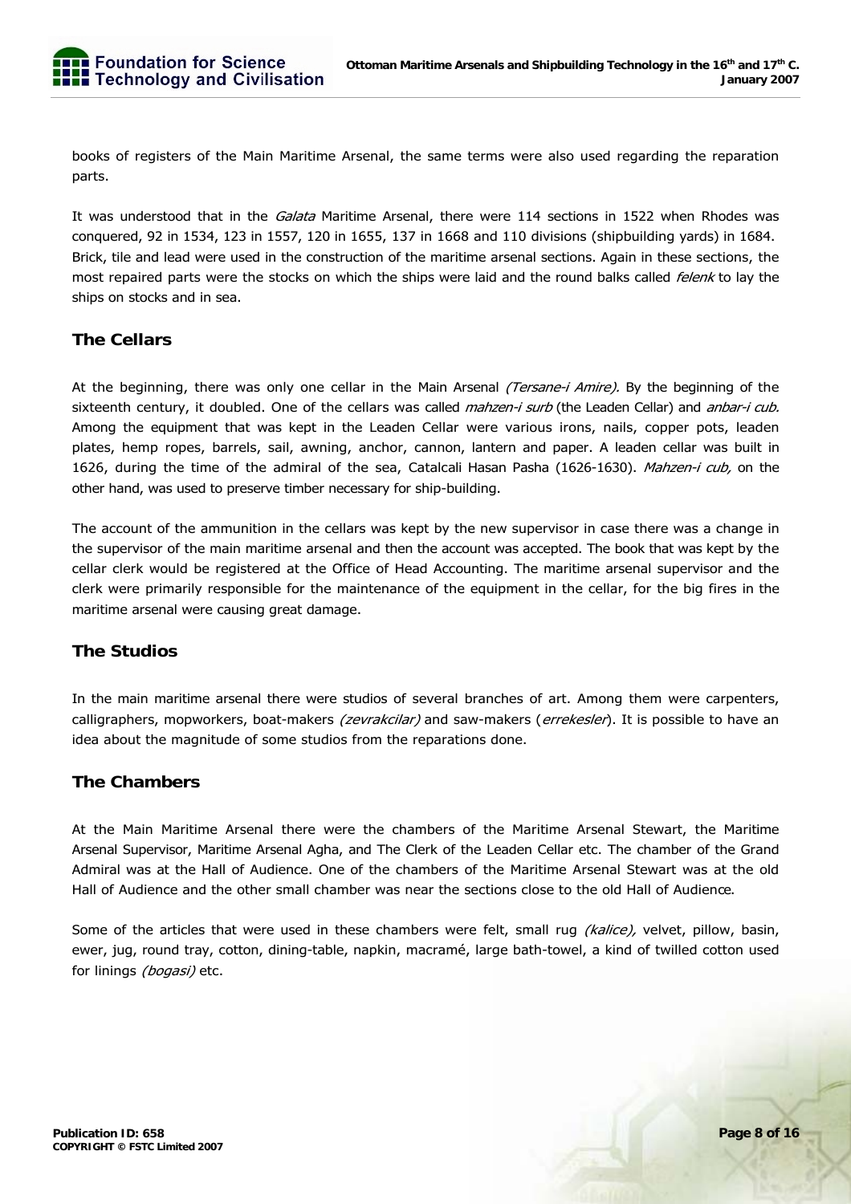books of registers of the Main Maritime Arsenal, the same terms were also used regarding the reparation parts.

It was understood that in the *Galata* Maritime Arsenal, there were 114 sections in 1522 when Rhodes was conquered, 92 in 1534, 123 in 1557, 120 in 1655, 137 in 1668 and 110 divisions (shipbuilding yards) in 1684. Brick, tile and lead were used in the construction of the maritime arsenal sections. Again in these sections, the most repaired parts were the stocks on which the ships were laid and the round balks called *felenk* to lay the ships on stocks and in sea.

## The Cellars

At the beginning, there was only one cellar in the Main Arsenal *(Tersane-i Amire)*. By the beginning of the sixteenth century, it doubled. One of the cellars was called *mahzen-i surb* (the Leaden Cellar) and *anbar-i cub.* Among the equipment that was kept in the Leaden Cellar were various irons, nails, copper pots, leaden plates, hemp ropes, barrels, sail, awning, anchor, cannon, lantern and paper. A leaden cellar was built in 1626, during the time of the admiral of the sea, Catalcali Hasan Pasha (1626-1630). *Mahzen-i cub,* on the other hand, was used to preserve timber necessary for ship-building.

The account of the ammunition in the cellars was kept by the new supervisor in case there was a change in the supervisor of the main maritime arsenal and then the account was accepted. The book that was kept by the cellar clerk would be registered at the Office of Head Accounting. The maritime arsenal supervisor and the clerk were primarily responsible for the maintenance of the equipment in the cellar, for the big fires in the maritime arsenal were causing great damage.

## The Studios

In the main maritime arsenal there were studios of several branches of art. Among them were carpenters, calligraphers, mopworkers, boat-makers *(zevrakcilar)* and saw-makers (*errekesler*). It is possible to have an idea about the magnitude of some studios from the reparations done.

## The Chambers

At the Main Maritime Arsenal there were the chambers of the Maritime Arsenal Stewart, the Maritime Arsenal Supervisor, Maritime Arsenal Agha, and The Clerk of the Leaden Cellar etc. The chamber of the Grand Admiral was at the Hall of Audience. One of the chambers of the Maritime Arsenal Stewart was at the old Hall of Audience and the other small chamber was near the sections close to the old Hall of Audience.

Some of the articles that were used in these chambers were felt, small rug *(kalice),* velvet, pillow, basin, ewer, jug, round tray, cotton, dining-table, napkin, macramé, large bath-towel, a kind of twilled cotton used for linings *(bogasi)* etc.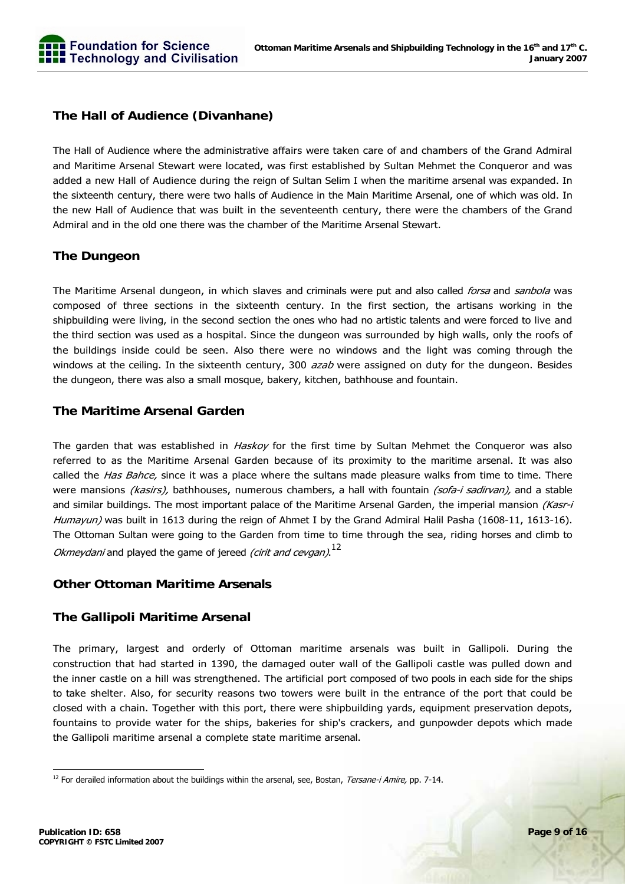## The Hall of Audience (Divanhane)

The Hall of Audience where the administrative affairs were taken care of and chambers of the Grand Admiral and Maritime Arsenal Stewart were located, was first established by Sultan Mehmet the Conqueror and was added a new Hall of Audience during the reign of Sultan Selim I when the maritime arsenal was expanded. In the sixteenth century, there were two halls of Audience in the Main Maritime Arsenal, one of which was old. In the new Hall of Audience that was built in the seventeenth century, there were the chambers of the Grand Admiral and in the old one there was the chamber of the Maritime Arsenal Stewart.

## The Dungeon

The Maritime Arsenal dungeon, in which slaves and criminals were put and also called *forsa* and *sanbola* was composed of three sections in the sixteenth century. In the first section, the artisans working in the shipbuilding were living, in the second section the ones who had no artistic talents and were forced to live and the third section was used as a hospital. Since the dungeon was surrounded by high walls, only the roofs of the buildings inside could be seen. Also there were no windows and the light was coming through the windows at the ceiling. In the sixteenth century, 300 *azab* were assigned on duty for the dungeon. Besides the dungeon, there was also a small mosque, bakery, kitchen, bathhouse and fountain.

## The Maritime Arsenal Garden

The garden that was established in *Haskoy* for the first time by Sultan Mehmet the Conqueror was also referred to as the Maritime Arsenal Garden because of its proximity to the maritime arsenal. It was also called the *Has Bahce,* since it was a place where the sultans made pleasure walks from time to time. There were mansions *(kasirs),* bathhouses, numerous chambers, a hall with fountain *(sofa-i sadirvan),* and a stable and similar buildings. The most important palace of the Maritime Arsenal Garden, the imperial mansion *(Kasr-i Humayun)* was built in 1613 during the reign of Ahmet I by the Grand Admiral Halil Pasha (1608-11, 1613-16). The Ottoman Sultan were going to the Garden from time to time through the sea, riding horses and climb to *Okmeydani* and played the game of jereed *(cirit and cevgan)*.[12]

## Other Ottoman Maritime Arsenals

## The Gallipoli Maritime Arsenal

The primary, largest and orderly of Ottoman maritime arsenals was built in Gallipoli. During the construction that had started in 1390, the damaged outer wall of the Gallipoli castle was pulled down and the inner castle on a hill was strengthened. The artificial port composed of two pools in each side for the ships to take shelter. Also, for security reasons two towers were built in the entrance of the port that could be closed with a chain. Together with this port, there were shipbuilding yards, equipment preservation depots, fountains to provide water for the ships, bakeries for ship's crackers, and gunpowder depots which made the Gallipoli maritime arsenal a complete state maritime arsenal.

---

[12] For derailed information about the buildings within the arsenal, see, Bostan, *Tersane-i Amire,* pp. 7-14.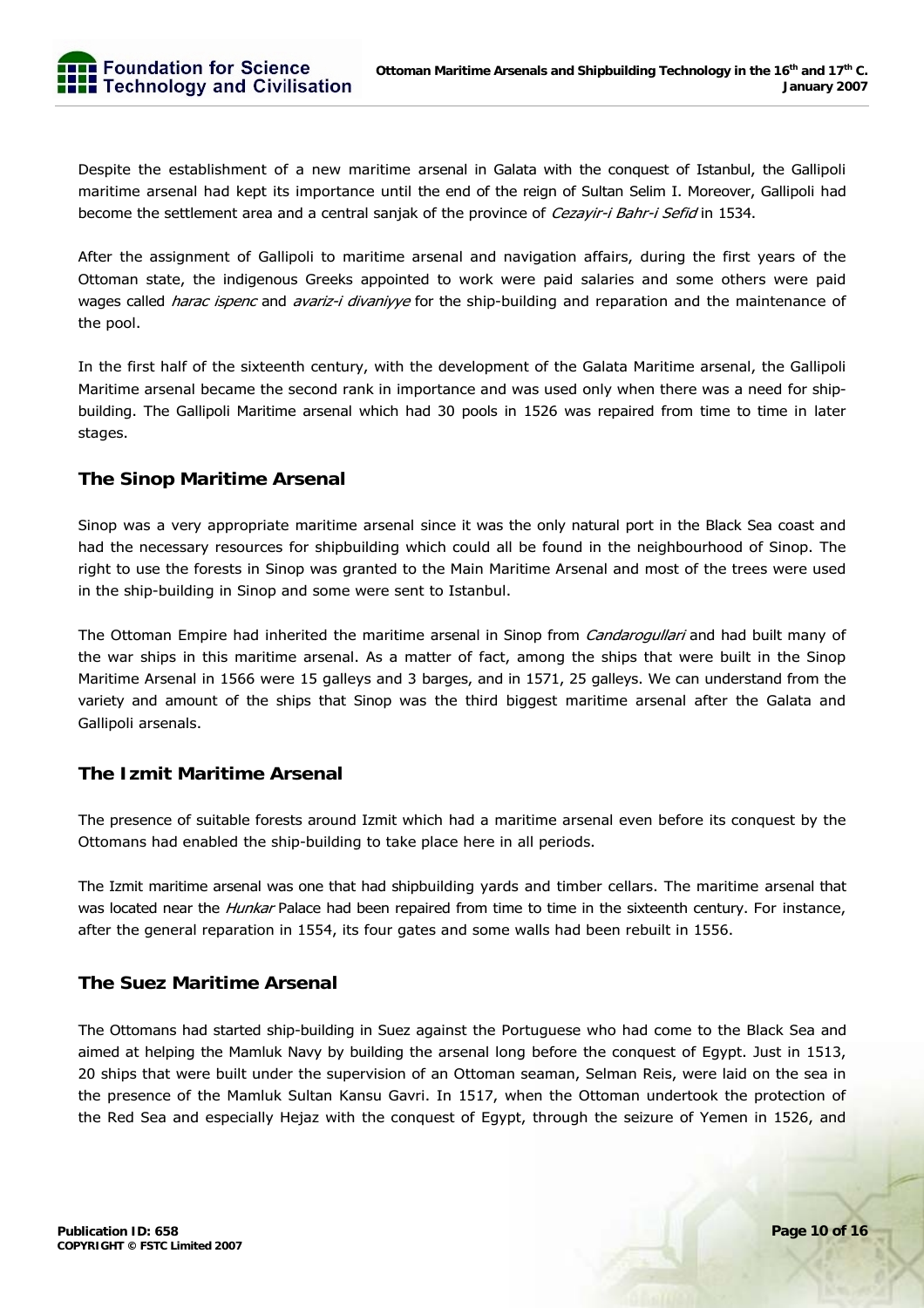Despite the establishment of a new maritime arsenal in Galata with the conquest of Istanbul, the Gallipoli maritime arsenal had kept its importance until the end of the reign of Sultan Selim I. Moreover, Gallipoli had become the settlement area and a central sanjak of the province of *Cezayir-i Bahr-i Sefid* in 1534.

After the assignment of Gallipoli to maritime arsenal and navigation affairs, during the first years of the Ottoman state, the indigenous Greeks appointed to work were paid salaries and some others were paid wages called *harac ispenc* and *avariz-i divaniyye* for the ship-building and reparation and the maintenance of the pool.

In the first half of the sixteenth century, with the development of the Galata Maritime arsenal, the Gallipoli Maritime arsenal became the second rank in importance and was used only when there was a need for ship-building. The Gallipoli Maritime arsenal which had 30 pools in 1526 was repaired from time to time in later stages.

## The Sinop Maritime Arsenal

Sinop was a very appropriate maritime arsenal since it was the only natural port in the Black Sea coast and had the necessary resources for shipbuilding which could all be found in the neighbourhood of Sinop. The right to use the forests in Sinop was granted to the Main Maritime Arsenal and most of the trees were used in the ship-building in Sinop and some were sent to Istanbul.

The Ottoman Empire had inherited the maritime arsenal in Sinop from *Candarogullari* and had built many of the war ships in this maritime arsenal. As a matter of fact, among the ships that were built in the Sinop Maritime Arsenal in 1566 were 15 galleys and 3 barges, and in 1571, 25 galleys. We can understand from the variety and amount of the ships that Sinop was the third biggest maritime arsenal after the Galata and Gallipoli arsenals.

## The Izmit Maritime Arsenal

The presence of suitable forests around Izmit which had a maritime arsenal even before its conquest by the Ottomans had enabled the ship-building to take place here in all periods.

The Izmit maritime arsenal was one that had shipbuilding yards and timber cellars. The maritime arsenal that was located near the *Hunkar* Palace had been repaired from time to time in the sixteenth century. For instance, after the general reparation in 1554, its four gates and some walls had been rebuilt in 1556.

## The Suez Maritime Arsenal

The Ottomans had started ship-building in Suez against the Portuguese who had come to the Black Sea and aimed at helping the Mamluk Navy by building the arsenal long before the conquest of Egypt. Just in 1513, 20 ships that were built under the supervision of an Ottoman seaman, Selman Reis, were laid on the sea in the presence of the Mamluk Sultan Kansu Gavri. In 1517, when the Ottoman undertook the protection of the Red Sea and especially Hejaz with the conquest of Egypt, through the seizure of Yemen in 1526, and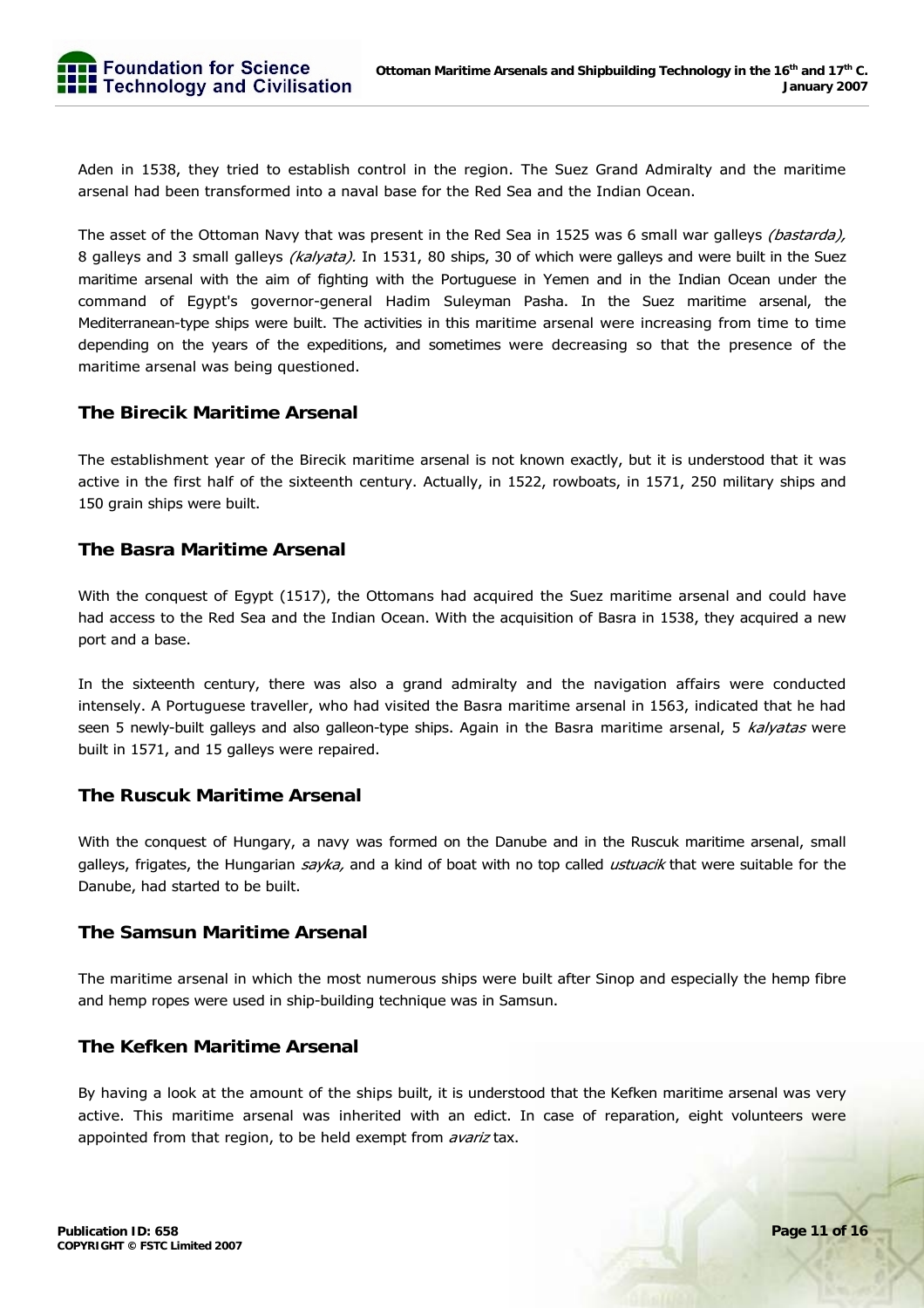Aden in 1538, they tried to establish control in the region. The Suez Grand Admiralty and the maritime arsenal had been transformed into a naval base for the Red Sea and the Indian Ocean.

The asset of the Ottoman Navy that was present in the Red Sea in 1525 was 6 small war galleys *(bastarda),* 8 galleys and 3 small galleys *(kalyata).* In 1531, 80 ships, 30 of which were galleys and were built in the Suez maritime arsenal with the aim of fighting with the Portuguese in Yemen and in the Indian Ocean under the command of Egypt's governor-general Hadim Suleyman Pasha. In the Suez maritime arsenal, the Mediterranean-type ships were built. The activities in this maritime arsenal were increasing from time to time depending on the years of the expeditions, and sometimes were decreasing so that the presence of the maritime arsenal was being questioned.

### The Birecik Maritime Arsenal

The establishment year of the Birecik maritime arsenal is not known exactly, but it is understood that it was active in the first half of the sixteenth century. Actually, in 1522, rowboats, in 1571, 250 military ships and 150 grain ships were built.

### The Basra Maritime Arsenal

With the conquest of Egypt (1517), the Ottomans had acquired the Suez maritime arsenal and could have had access to the Red Sea and the Indian Ocean. With the acquisition of Basra in 1538, they acquired a new port and a base.

In the sixteenth century, there was also a grand admiralty and the navigation affairs were conducted intensely. A Portuguese traveller, who had visited the Basra maritime arsenal in 1563, indicated that he had seen 5 newly-built galleys and also galleon-type ships. Again in the Basra maritime arsenal, 5 *kalyatas* were built in 1571, and 15 galleys were repaired.

### The Ruscuk Maritime Arsenal

With the conquest of Hungary, a navy was formed on the Danube and in the Ruscuk maritime arsenal, small galleys, frigates, the Hungarian *sayka,* and a kind of boat with no top called *ustuacik* that were suitable for the Danube, had started to be built.

### The Samsun Maritime Arsenal

The maritime arsenal in which the most numerous ships were built after Sinop and especially the hemp fibre and hemp ropes were used in ship-building technique was in Samsun.

### The Kefken Maritime Arsenal

By having a look at the amount of the ships built, it is understood that the Kefken maritime arsenal was very active. This maritime arsenal was inherited with an edict. In case of reparation, eight volunteers were appointed from that region, to be held exempt from *avariz* tax.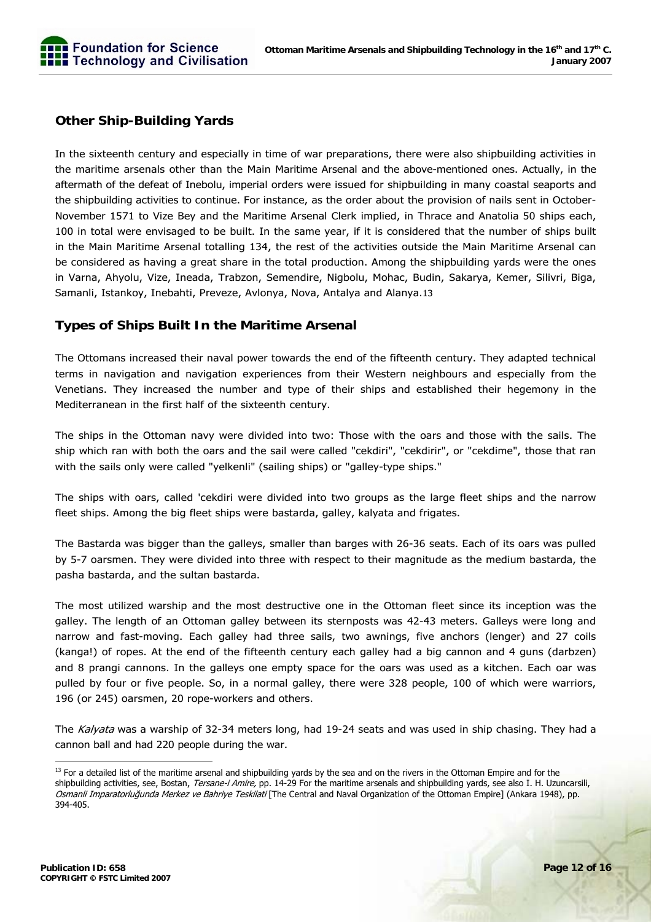## Other Ship-Building Yards

In the sixteenth century and especially in time of war preparations, there were also shipbuilding activities in the maritime arsenals other than the Main Maritime Arsenal and the above-mentioned ones. Actually, in the aftermath of the defeat of Inebolu, imperial orders were issued for shipbuilding in many coastal seaports and the shipbuilding activities to continue. For instance, as the order about the provision of nails sent in October-November 1571 to Vize Bey and the Maritime Arsenal Clerk implied, in Thrace and Anatolia 50 ships each, 100 in total were envisaged to be built. In the same year, if it is considered that the number of ships built in the Main Maritime Arsenal totalling 134, the rest of the activities outside the Main Maritime Arsenal can be considered as having a great share in the total production. Among the shipbuilding yards were the ones in Varna, Ahyolu, Vize, Ineada, Trabzon, Semendire, Nigbolu, Mohac, Budin, Sakarya, Kemer, Silivri, Biga, Samanli, Istankoy, Inebahti, Preveze, Avlonya, Nova, Antalya and Alanya.[13]

## Types of Ships Built In the Maritime Arsenal

The Ottomans increased their naval power towards the end of the fifteenth century. They adapted technical terms in navigation and navigation experiences from their Western neighbours and especially from the Venetians. They increased the number and type of their ships and established their hegemony in the Mediterranean in the first half of the sixteenth century.

The ships in the Ottoman navy were divided into two: Those with the oars and those with the sails. The ship which ran with both the oars and the sail were called "cekdiri", "cekdirir", or "cekdime", those that ran with the sails only were called "yelkenli" (sailing ships) or "galley-type ships."

The ships with oars, called 'cekdiri were divided into two groups as the large fleet ships and the narrow fleet ships. Among the big fleet ships were bastarda, galley, kalyata and frigates.

The Bastarda was bigger than the galleys, smaller than barges with 26-36 seats. Each of its oars was pulled by 5-7 oarsmen. They were divided into three with respect to their magnitude as the medium bastarda, the pasha bastarda, and the sultan bastarda.

The most utilized warship and the most destructive one in the Ottoman fleet since its inception was the galley. The length of an Ottoman galley between its sternposts was 42-43 meters. Galleys were long and narrow and fast-moving. Each galley had three sails, two awnings, five anchors (lenger) and 27 coils (kanga!) of ropes. At the end of the fifteenth century each galley had a big cannon and 4 guns (darbzen) and 8 prangi cannons. In the galleys one empty space for the oars was used as a kitchen. Each oar was pulled by four or five people. So, in a normal galley, there were 328 people, 100 of which were warriors, 196 (or 245) oarsmen, 20 rope-workers and others.

The *Kalyata* was a warship of 32-34 meters long, had 19-24 seats and was used in ship chasing. They had a cannon ball and had 220 people during the war.

---

[13] For a detailed list of the maritime arsenal and shipbuilding yards by the sea and on the rivers in the Ottoman Empire and for the shipbuilding activities, see, Bostan, *Tersane-i Amire,* pp. 14-29 For the maritime arsenals and shipbuilding yards, see also I. H. Uzuncarsili, *Osmanli Imparatorluğunda Merkez ve Bahriye Teskilati* [The Central and Naval Organization of the Ottoman Empire] (Ankara 1948), pp. 394-405.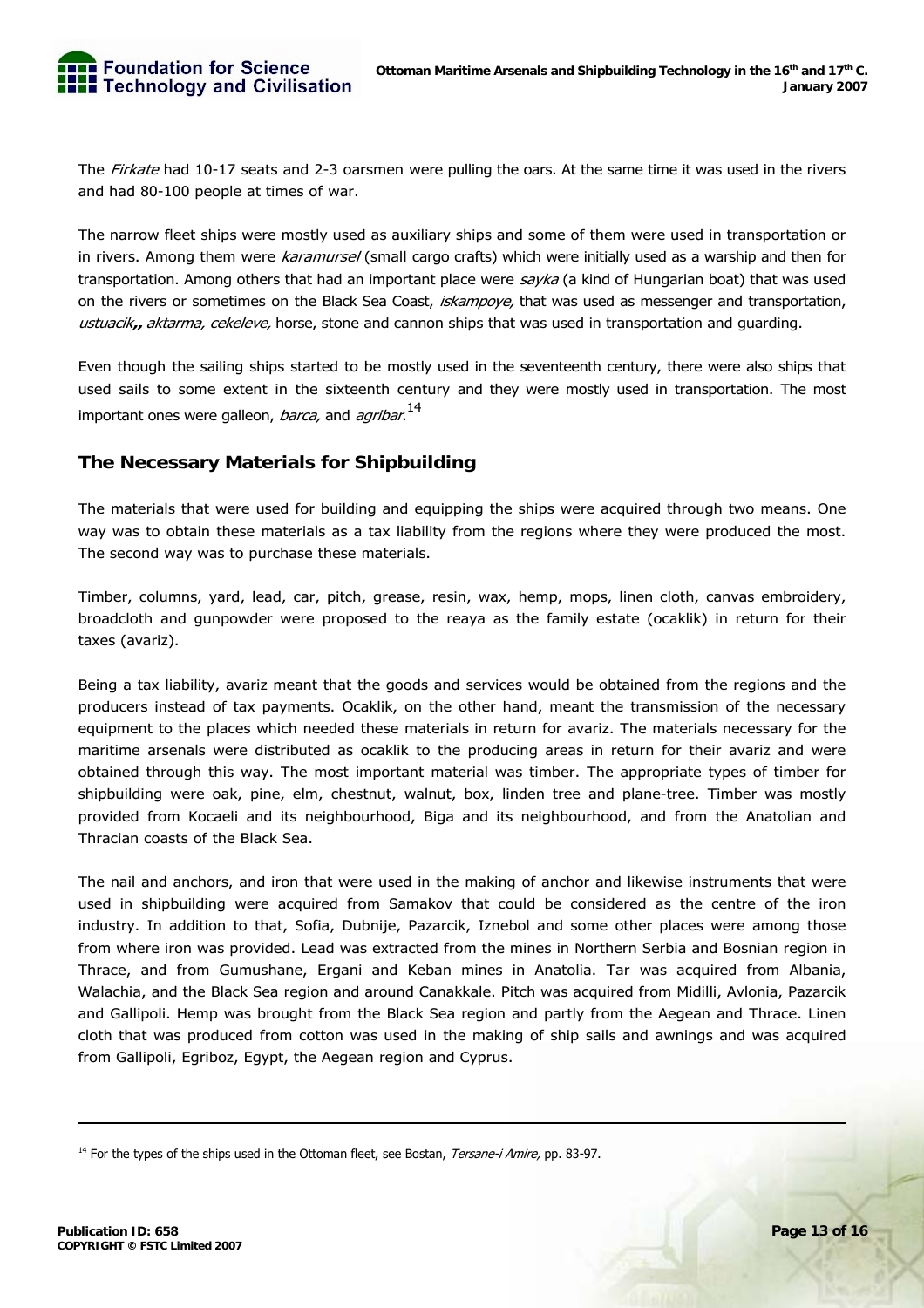The *Firkate* had 10-17 seats and 2-3 oarsmen were pulling the oars. At the same time it was used in the rivers and had 80-100 people at times of war.

The narrow fleet ships were mostly used as auxiliary ships and some of them were used in transportation or in rivers. Among them were *karamursel* (small cargo crafts) which were initially used as a warship and then for transportation. Among others that had an important place were *sayka* (a kind of Hungarian boat) that was used on the rivers or sometimes on the Black Sea Coast, *iskampoye,* that was used as messenger and transportation, *ustuacik,, aktarma, cekeleve,* horse, stone and cannon ships that was used in transportation and guarding.

Even though the sailing ships started to be mostly used in the seventeenth century, there were also ships that used sails to some extent in the sixteenth century and they were mostly used in transportation. The most important ones were galleon, *barca,* and *agribar*.[14]

## The Necessary Materials for Shipbuilding

The materials that were used for building and equipping the ships were acquired through two means. One way was to obtain these materials as a tax liability from the regions where they were produced the most. The second way was to purchase these materials.

Timber, columns, yard, lead, car, pitch, grease, resin, wax, hemp, mops, linen cloth, canvas embroidery, broadcloth and gunpowder were proposed to the reaya as the family estate (ocaklik) in return for their taxes (avariz).

Being a tax liability, avariz meant that the goods and services would be obtained from the regions and the producers instead of tax payments. Ocaklik, on the other hand, meant the transmission of the necessary equipment to the places which needed these materials in return for avariz. The materials necessary for the maritime arsenals were distributed as ocaklik to the producing areas in return for their avariz and were obtained through this way. The most important material was timber. The appropriate types of timber for shipbuilding were oak, pine, elm, chestnut, walnut, box, linden tree and plane-tree. Timber was mostly provided from Kocaeli and its neighbourhood, Biga and its neighbourhood, and from the Anatolian and Thracian coasts of the Black Sea.

The nail and anchors, and iron that were used in the making of anchor and likewise instruments that were used in shipbuilding were acquired from Samakov that could be considered as the centre of the iron industry. In addition to that, Sofia, Dubnije, Pazarcik, Iznebol and some other places were among those from where iron was provided. Lead was extracted from the mines in Northern Serbia and Bosnian region in Thrace, and from Gumushane, Ergani and Keban mines in Anatolia. Tar was acquired from Albania, Walachia, and the Black Sea region and around Canakkale. Pitch was acquired from Midilli, Avlonia, Pazarcik and Gallipoli. Hemp was brought from the Black Sea region and partly from the Aegean and Thrace. Linen cloth that was produced from cotton was used in the making of ship sails and awnings and was acquired from Gallipoli, Egriboz, Egypt, the Aegean region and Cyprus.

---

[14] For the types of the ships used in the Ottoman fleet, see Bostan, *Tersane-i Amire,* pp. 83-97.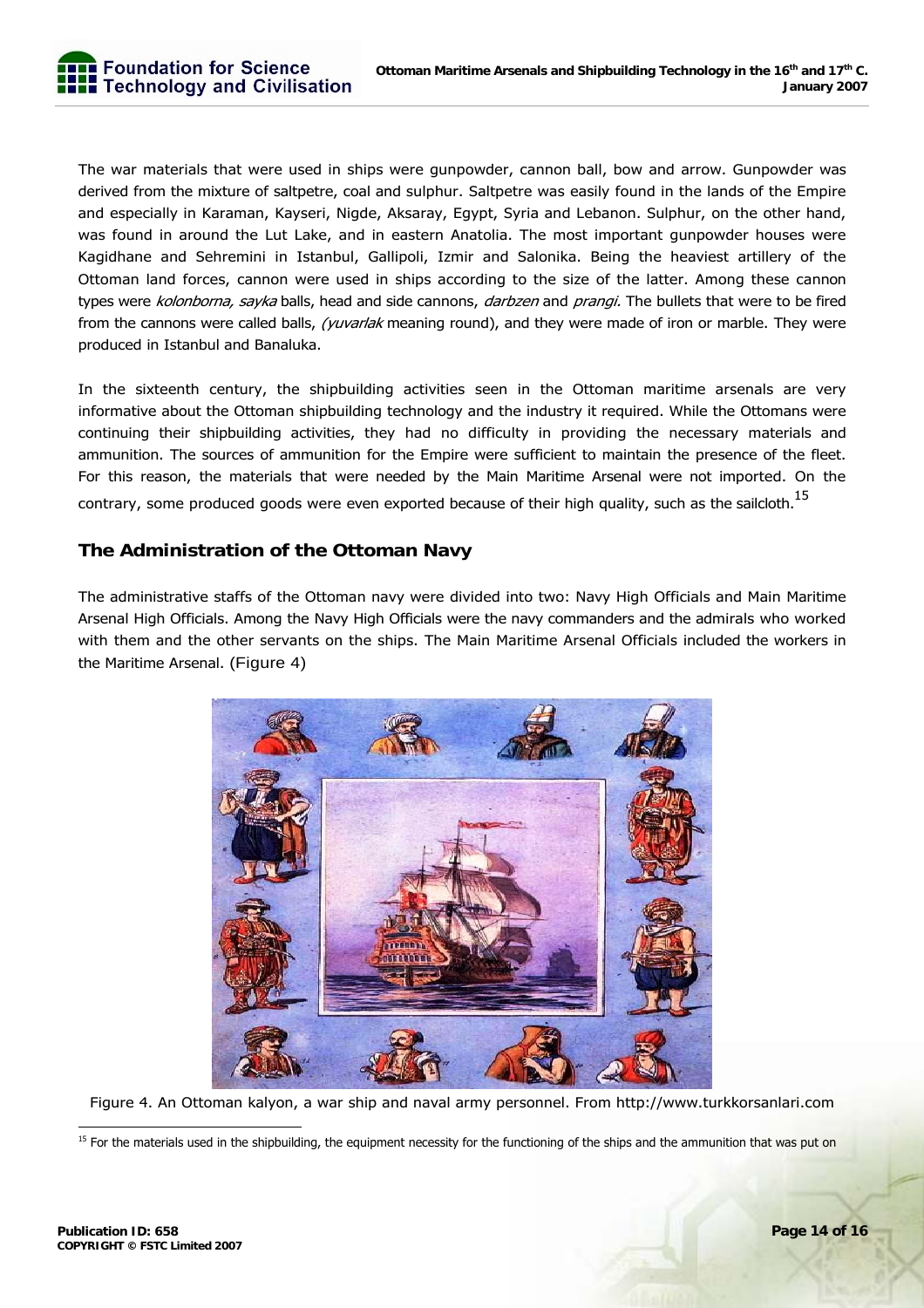The war materials that were used in ships were gunpowder, cannon ball, bow and arrow. Gunpowder was derived from the mixture of saltpetre, coal and sulphur. Saltpetre was easily found in the lands of the Empire and especially in Karaman, Kayseri, Nigde, Aksaray, Egypt, Syria and Lebanon. Sulphur, on the other hand, was found in around the Lut Lake, and in eastern Anatolia. The most important gunpowder houses were Kagidhane and Sehremini in Istanbul, Gallipoli, Izmir and Salonika. Being the heaviest artillery of the Ottoman land forces, cannon were used in ships according to the size of the latter. Among these cannon types were *kolonborna, sayka* balls, head and side cannons, *darbzen* and *prangi*. The bullets that were to be fired from the cannons were called balls, *(yuvarlak* meaning round), and they were made of iron or marble. They were produced in Istanbul and Banaluka.

In the sixteenth century, the shipbuilding activities seen in the Ottoman maritime arsenals are very informative about the Ottoman shipbuilding technology and the industry it required. While the Ottomans were continuing their shipbuilding activities, they had no difficulty in providing the necessary materials and ammunition. The sources of ammunition for the Empire were sufficient to maintain the presence of the fleet. For this reason, the materials that were needed by the Main Maritime Arsenal were not imported. On the contrary, some produced goods were even exported because of their high quality, such as the sailcloth.[15]

## The Administration of the Ottoman Navy

The administrative staffs of the Ottoman navy were divided into two: Navy High Officials and Main Maritime Arsenal High Officials. Among the Navy High Officials were the navy commanders and the admirals who worked with them and the other servants on the ships. The Main Maritime Arsenal Officials included the workers in the Maritime Arsenal. (Figure 4)

Figure 4. An Ottoman kalyon, a war ship and naval army personnel. From http://www.turkkorsanlari.com

[15] For the materials used in the shipbuilding, the equipment necessity for the functioning of the ships and the ammunition that was put on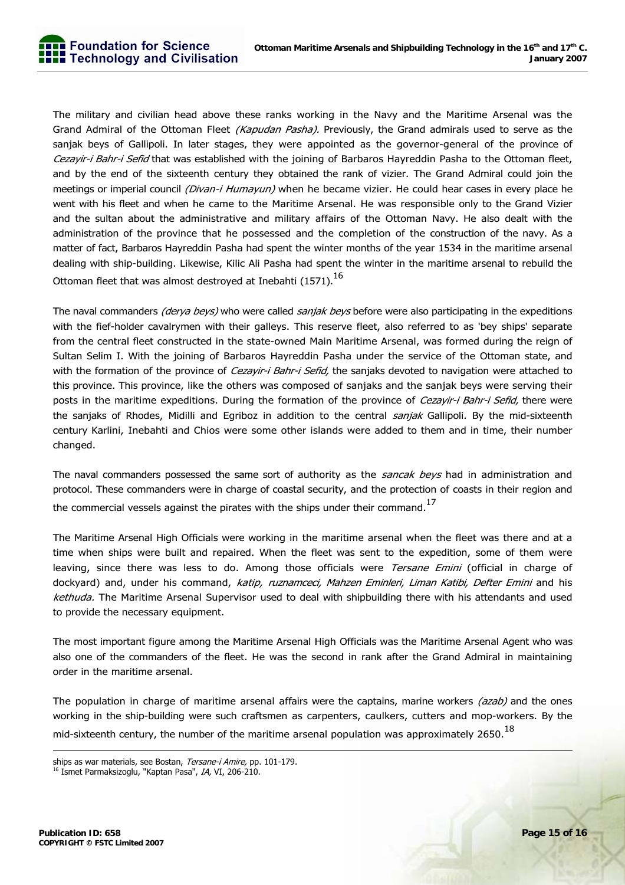The military and civilian head above these ranks working in the Navy and the Maritime Arsenal was the Grand Admiral of the Ottoman Fleet *(Kapudan Pasha).* Previously, the Grand admirals used to serve as the sanjak beys of Gallipoli. In later stages, they were appointed as the governor-general of the province of *Cezayir-i Bahr-i Sefid* that was established with the joining of Barbaros Hayreddin Pasha to the Ottoman fleet, and by the end of the sixteenth century they obtained the rank of vizier. The Grand Admiral could join the meetings or imperial council *(Divan-i Humayun)* when he became vizier. He could hear cases in every place he went with his fleet and when he came to the Maritime Arsenal. He was responsible only to the Grand Vizier and the sultan about the administrative and military affairs of the Ottoman Navy. He also dealt with the administration of the province that he possessed and the completion of the construction of the navy. As a matter of fact, Barbaros Hayreddin Pasha had spent the winter months of the year 1534 in the maritime arsenal dealing with ship-building. Likewise, Kilic Ali Pasha had spent the winter in the maritime arsenal to rebuild the Ottoman fleet that was almost destroyed at Inebahti (1571).[16]

The naval commanders *(derya beys)* who were called *sanjak beys* before were also participating in the expeditions with the fief-holder cavalrymen with their galleys. This reserve fleet, also referred to as 'bey ships' separate from the central fleet constructed in the state-owned Main Maritime Arsenal, was formed during the reign of Sultan Selim I. With the joining of Barbaros Hayreddin Pasha under the service of the Ottoman state, and with the formation of the province of *Cezayir-i Bahr-i Sefid,* the sanjaks devoted to navigation were attached to this province. This province, like the others was composed of sanjaks and the sanjak beys were serving their posts in the maritime expeditions. During the formation of the province of *Cezayir-i Bahr-i Sefid,* there were the sanjaks of Rhodes, Midilli and Egriboz in addition to the central *sanjak* Gallipoli. By the mid-sixteenth century Karlini, Inebahti and Chios were some other islands were added to them and in time, their number changed.

The naval commanders possessed the same sort of authority as the *sancak beys* had in administration and protocol. These commanders were in charge of coastal security, and the protection of coasts in their region and the commercial vessels against the pirates with the ships under their command.[17]

The Maritime Arsenal High Officials were working in the maritime arsenal when the fleet was there and at a time when ships were built and repaired. When the fleet was sent to the expedition, some of them were leaving, since there was less to do. Among those officials were *Tersane Emini* (official in charge of dockyard) and, under his command, *katip, ruznamceci, Mahzen Eminleri, Liman Katibi, Defter Emini* and his *kethuda.* The Maritime Arsenal Supervisor used to deal with shipbuilding there with his attendants and used to provide the necessary equipment.

The most important figure among the Maritime Arsenal High Officials was the Maritime Arsenal Agent who was also one of the commanders of the fleet. He was the second in rank after the Grand Admiral in maintaining order in the maritime arsenal.

The population in charge of maritime arsenal affairs were the captains, marine workers *(azab)* and the ones working in the ship-building were such craftsmen as carpenters, caulkers, cutters and mop-workers. By the mid-sixteenth century, the number of the maritime arsenal population was approximately 2650.[18]

---

ships as war materials, see Bostan, *Tersane-i Amire,* pp. 101-179.

[16] Ismet Parmaksizoglu, "Kaptan Pasa", *IA,* VI, 206-210.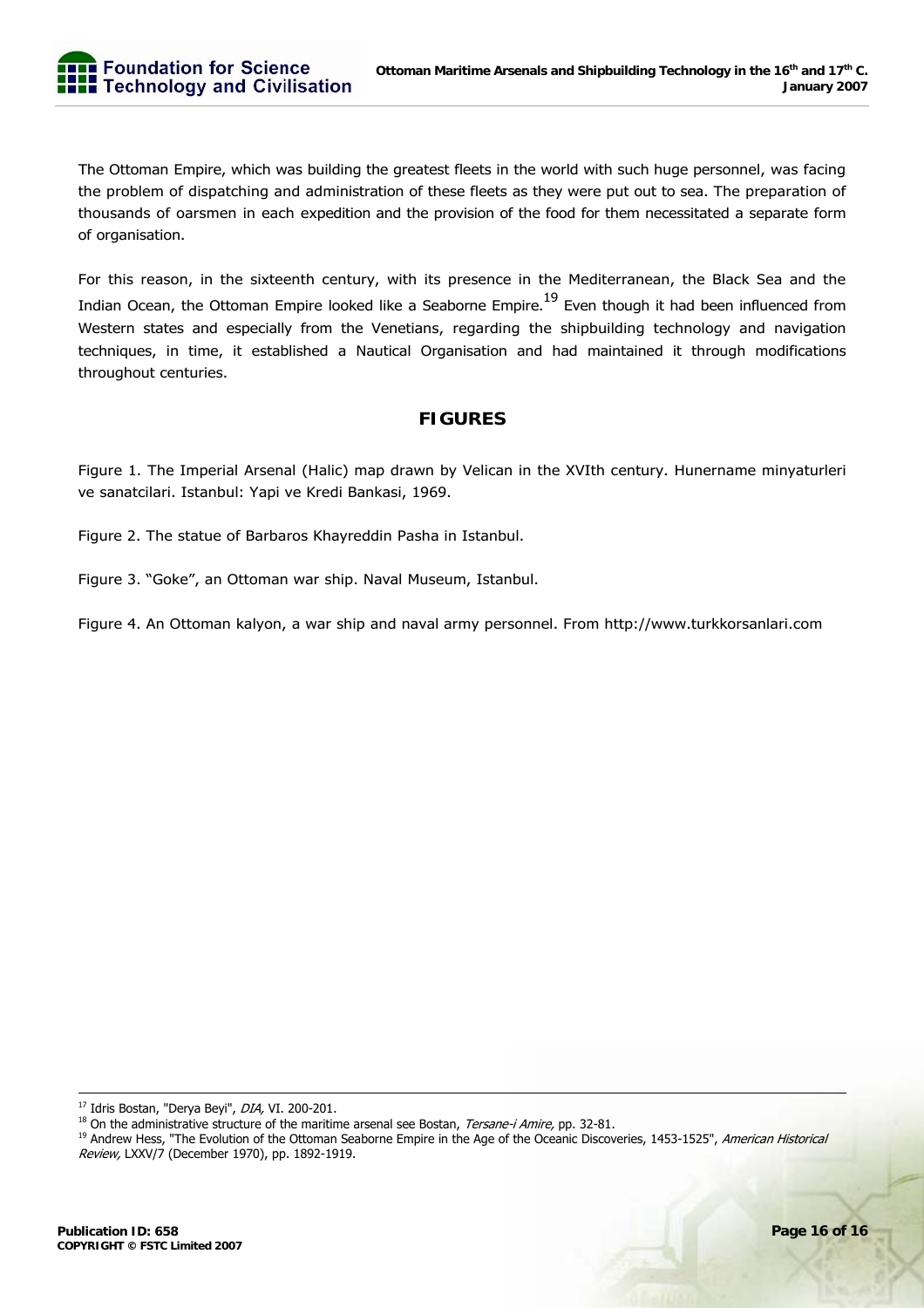The Ottoman Empire, which was building the greatest fleets in the world with such huge personnel, was facing the problem of dispatching and administration of these fleets as they were put out to sea. The preparation of thousands of oarsmen in each expedition and the provision of the food for them necessitated a separate form of organisation.

For this reason, in the sixteenth century, with its presence in the Mediterranean, the Black Sea and the Indian Ocean, the Ottoman Empire looked like a Seaborne Empire.[19] Even though it had been influenced from Western states and especially from the Venetians, regarding the shipbuilding technology and navigation techniques, in time, it established a Nautical Organisation and had maintained it through modifications throughout centuries.

## FIGURES

Figure 1. The Imperial Arsenal (Halic) map drawn by Velican in the XVIth century. Hunername minyaturleri ve sanatcilari. Istanbul: Yapi ve Kredi Bankasi, 1969.

Figure 2. The statue of Barbaros Khayreddin Pasha in Istanbul.

Figure 3. "Goke", an Ottoman war ship. Naval Museum, Istanbul.

Figure 4. An Ottoman kalyon, a war ship and naval army personnel. From http://www.turkkorsanlari.com

---

[17] Idris Bostan, "Derya Beyi", *DIA,* VI. 200-201.

[18] On the administrative structure of the maritime arsenal see Bostan, *Tersane-i Amire,* pp. 32-81.

[19] Andrew Hess, "The Evolution of the Ottoman Seaborne Empire in the Age of the Oceanic Discoveries, 1453-1525", *American Historical Review,* LXXV/7 (December 1970), pp. 1892-1919.